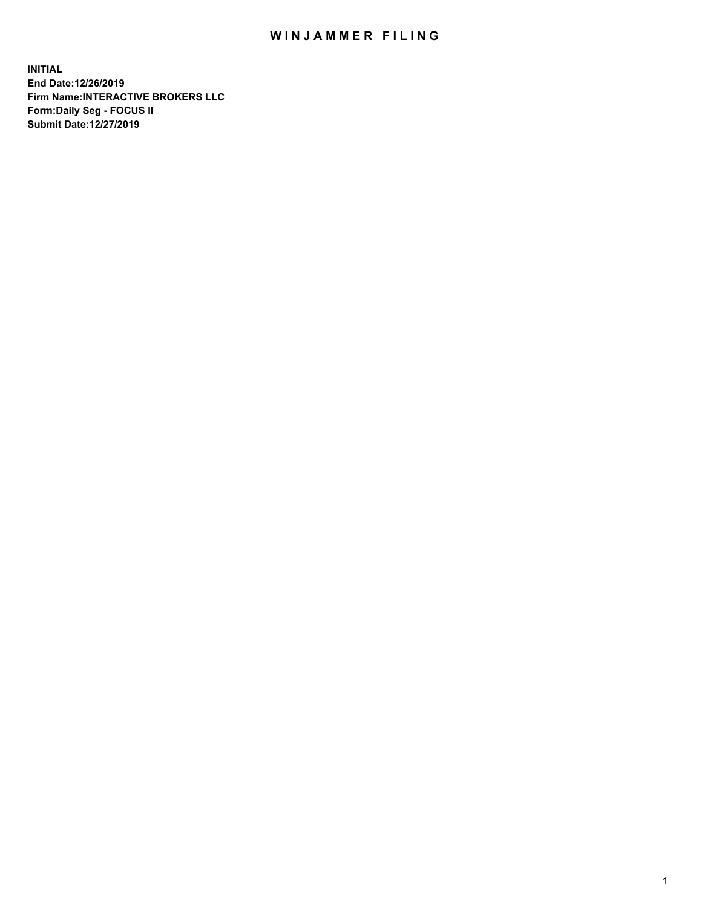# WINJAMMER FILING

**INITIAL**
**End Date:12/26/2019**
**Firm Name:INTERACTIVE BROKERS LLC**
**Form:Daily Seg - FOCUS II**
**Submit Date:12/27/2019**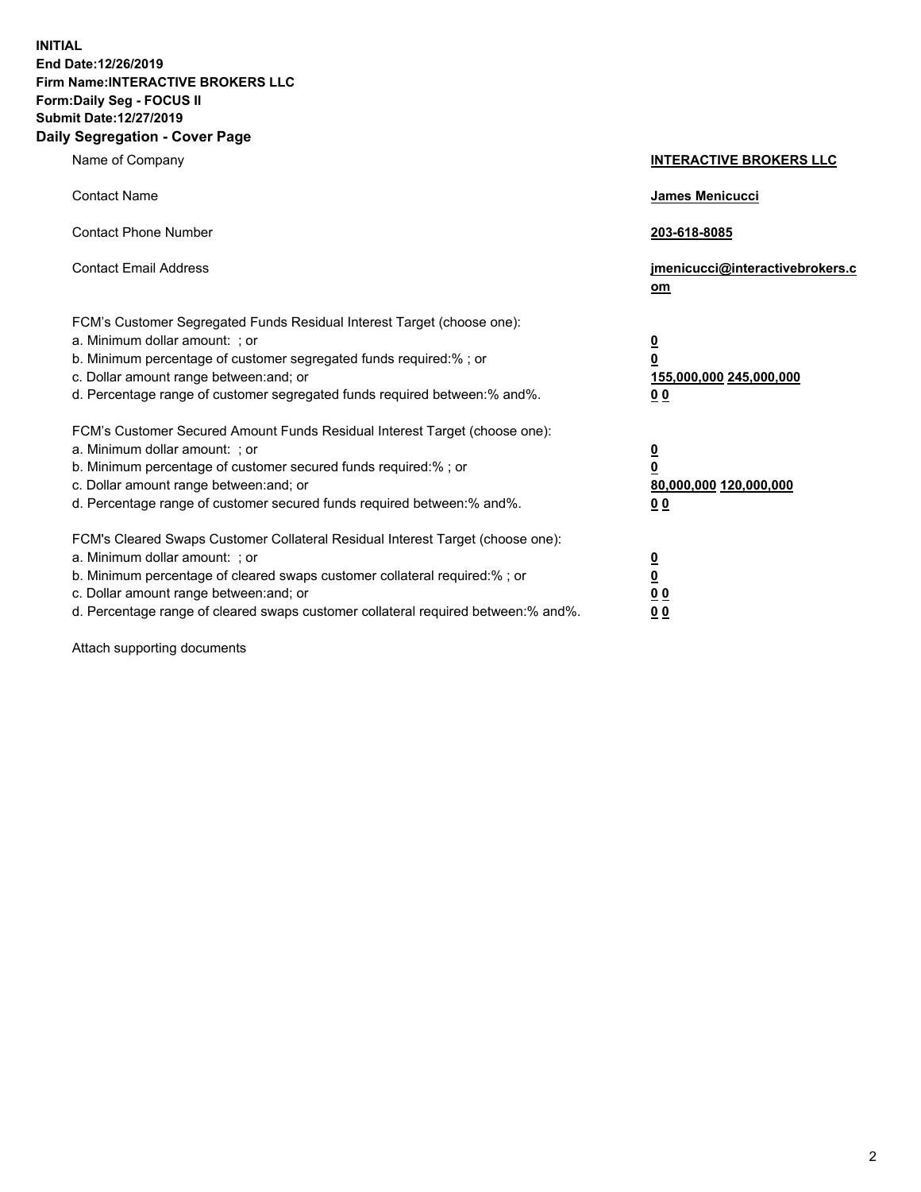**INITIAL**
**End Date:12/26/2019**
**Firm Name:INTERACTIVE BROKERS LLC**
**Form:Daily Seg - FOCUS II**
**Submit Date:12/27/2019**
**Daily Segregation - Cover Page**

| | |
|---|---|
| Name of Company | **INTERACTIVE BROKERS LLC** |
| Contact Name | **James Menicucci** |
| Contact Phone Number | **203-618-8085** |
| Contact Email Address | **jmenicucci@interactivebrokers.com** |

FCM's Customer Segregated Funds Residual Interest Target (choose one):

| | |
|---|---|
| a. Minimum dollar amount: ; or | **0** |
| b. Minimum percentage of customer segregated funds required:% ; or | **0** |
| c. Dollar amount range between:and; or | **155,000,000 245,000,000** |
| d. Percentage range of customer segregated funds required between:% and%. | **0 0** |

FCM's Customer Secured Amount Funds Residual Interest Target (choose one):

| | |
|---|---|
| a. Minimum dollar amount: ; or | **0** |
| b. Minimum percentage of customer secured funds required:% ; or | **0** |
| c. Dollar amount range between:and; or | **80,000,000 120,000,000** |
| d. Percentage range of customer secured funds required between:% and%. | **0 0** |

FCM's Cleared Swaps Customer Collateral Residual Interest Target (choose one):

| | |
|---|---|
| a. Minimum dollar amount: ; or | **0** |
| b. Minimum percentage of cleared swaps customer collateral required:% ; or | **0** |
| c. Dollar amount range between:and; or | **0 0** |
| d. Percentage range of cleared swaps customer collateral required between:% and%. | **0 0** |

Attach supporting documents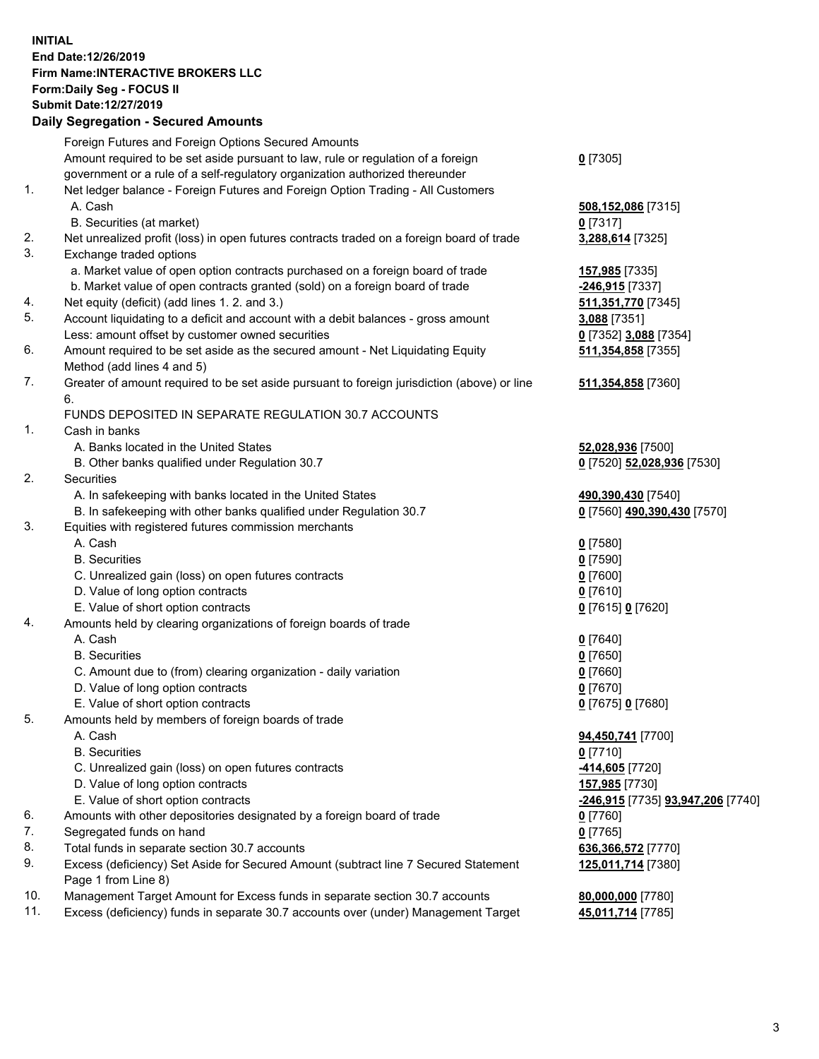**INITIAL**
**End Date:12/26/2019**
**Firm Name:INTERACTIVE BROKERS LLC**
**Form:Daily Seg - FOCUS II**
**Submit Date:12/27/2019**
**Daily Segregation - Secured Amounts**

| | | |
|---|---|---|
| | Foreign Futures and Foreign Options Secured Amounts | |
| | Amount required to be set aside pursuant to law, rule or regulation of a foreign government or a rule of a self-regulatory organization authorized thereunder | **0** [7305] |
| 1. | Net ledger balance - Foreign Futures and Foreign Option Trading - All Customers | |
| | A. Cash | **508,152,086** [7315] |
| | B. Securities (at market) | **0** [7317] |
| 2. | Net unrealized profit (loss) in open futures contracts traded on a foreign board of trade | **3,288,614** [7325] |
| 3. | Exchange traded options | |
| | a. Market value of open option contracts purchased on a foreign board of trade | **157,985** [7335] |
| | b. Market value of open contracts granted (sold) on a foreign board of trade | **-246,915** [7337] |
| 4. | Net equity (deficit) (add lines 1. 2. and 3.) | **511,351,770** [7345] |
| 5. | Account liquidating to a deficit and account with a debit balances - gross amount | **3,088** [7351] |
| | Less: amount offset by customer owned securities | **0** [7352] **3,088** [7354] |
| 6. | Amount required to be set aside as the secured amount - Net Liquidating Equity Method (add lines 4 and 5) | **511,354,858** [7355] |
| 7. | Greater of amount required to be set aside pursuant to foreign jurisdiction (above) or line 6. | **511,354,858** [7360] |
| | FUNDS DEPOSITED IN SEPARATE REGULATION 30.7 ACCOUNTS | |
| 1. | Cash in banks | |
| | A. Banks located in the United States | **52,028,936** [7500] |
| | B. Other banks qualified under Regulation 30.7 | **0** [7520] **52,028,936** [7530] |
| 2. | Securities | |
| | A. In safekeeping with banks located in the United States | **490,390,430** [7540] |
| | B. In safekeeping with other banks qualified under Regulation 30.7 | **0** [7560] **490,390,430** [7570] |
| 3. | Equities with registered futures commission merchants | |
| | A. Cash | **0** [7580] |
| | B. Securities | **0** [7590] |
| | C. Unrealized gain (loss) on open futures contracts | **0** [7600] |
| | D. Value of long option contracts | **0** [7610] |
| | E. Value of short option contracts | **0** [7615] **0** [7620] |
| 4. | Amounts held by clearing organizations of foreign boards of trade | |
| | A. Cash | **0** [7640] |
| | B. Securities | **0** [7650] |
| | C. Amount due to (from) clearing organization - daily variation | **0** [7660] |
| | D. Value of long option contracts | **0** [7670] |
| | E. Value of short option contracts | **0** [7675] **0** [7680] |
| 5. | Amounts held by members of foreign boards of trade | |
| | A. Cash | **94,450,741** [7700] |
| | B. Securities | **0** [7710] |
| | C. Unrealized gain (loss) on open futures contracts | **-414,605** [7720] |
| | D. Value of long option contracts | **157,985** [7730] |
| | E. Value of short option contracts | **-246,915** [7735] **93,947,206** [7740] |
| 6. | Amounts with other depositories designated by a foreign board of trade | **0** [7760] |
| 7. | Segregated funds on hand | **0** [7765] |
| 8. | Total funds in separate section 30.7 accounts | **636,366,572** [7770] |
| 9. | Excess (deficiency) Set Aside for Secured Amount (subtract line 7 Secured Statement Page 1 from Line 8) | **125,011,714** [7380] |
| 10. | Management Target Amount for Excess funds in separate section 30.7 accounts | **80,000,000** [7780] |
| 11. | Excess (deficiency) funds in separate 30.7 accounts over (under) Management Target | **45,011,714** [7785] |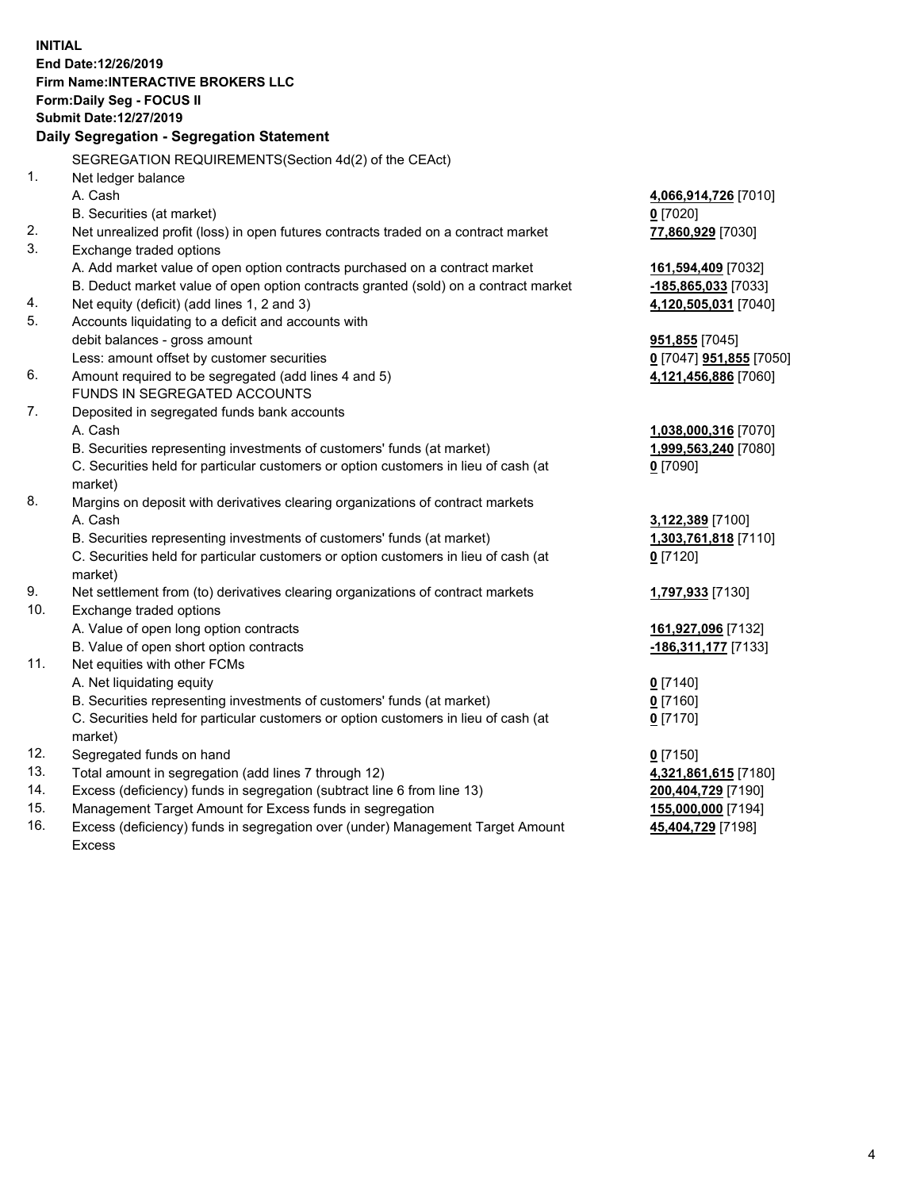**INITIAL**
**End Date:12/26/2019**
**Firm Name:INTERACTIVE BROKERS LLC**
**Form:Daily Seg - FOCUS II**
**Submit Date:12/27/2019**
**Daily Segregation - Segregation Statement**

SEGREGATION REQUIREMENTS(Section 4d(2) of the CEAct)

| | | |
|---|---|---|
| 1. | Net ledger balance | |
| | A. Cash | **4,066,914,726** [7010] |
| | B. Securities (at market) | **0** [7020] |
| 2. | Net unrealized profit (loss) in open futures contracts traded on a contract market | **77,860,929** [7030] |
| 3. | Exchange traded options | |
| | A. Add market value of open option contracts purchased on a contract market | **161,594,409** [7032] |
| | B. Deduct market value of open option contracts granted (sold) on a contract market | **-185,865,033** [7033] |
| 4. | Net equity (deficit) (add lines 1, 2 and 3) | **4,120,505,031** [7040] |
| 5. | Accounts liquidating to a deficit and accounts with debit balances - gross amount | **951,855** [7045] |
| | Less: amount offset by customer securities | **0** [7047] **951,855** [7050] |
| 6. | Amount required to be segregated (add lines 4 and 5) | **4,121,456,886** [7060] |
| | FUNDS IN SEGREGATED ACCOUNTS | |
| 7. | Deposited in segregated funds bank accounts | |
| | A. Cash | **1,038,000,316** [7070] |
| | B. Securities representing investments of customers' funds (at market) | **1,999,563,240** [7080] |
| | C. Securities held for particular customers or option customers in lieu of cash (at market) | **0** [7090] |
| 8. | Margins on deposit with derivatives clearing organizations of contract markets | |
| | A. Cash | **3,122,389** [7100] |
| | B. Securities representing investments of customers' funds (at market) | **1,303,761,818** [7110] |
| | C. Securities held for particular customers or option customers in lieu of cash (at market) | **0** [7120] |
| 9. | Net settlement from (to) derivatives clearing organizations of contract markets | **1,797,933** [7130] |
| 10. | Exchange traded options | |
| | A. Value of open long option contracts | **161,927,096** [7132] |
| | B. Value of open short option contracts | **-186,311,177** [7133] |
| 11. | Net equities with other FCMs | |
| | A. Net liquidating equity | **0** [7140] |
| | B. Securities representing investments of customers' funds (at market) | **0** [7160] |
| | C. Securities held for particular customers or option customers in lieu of cash (at market) | **0** [7170] |
| 12. | Segregated funds on hand | **0** [7150] |
| 13. | Total amount in segregation (add lines 7 through 12) | **4,321,861,615** [7180] |
| 14. | Excess (deficiency) funds in segregation (subtract line 6 from line 13) | **200,404,729** [7190] |
| 15. | Management Target Amount for Excess funds in segregation | **155,000,000** [7194] |
| 16. | Excess (deficiency) funds in segregation over (under) Management Target Amount Excess | **45,404,729** [7198] |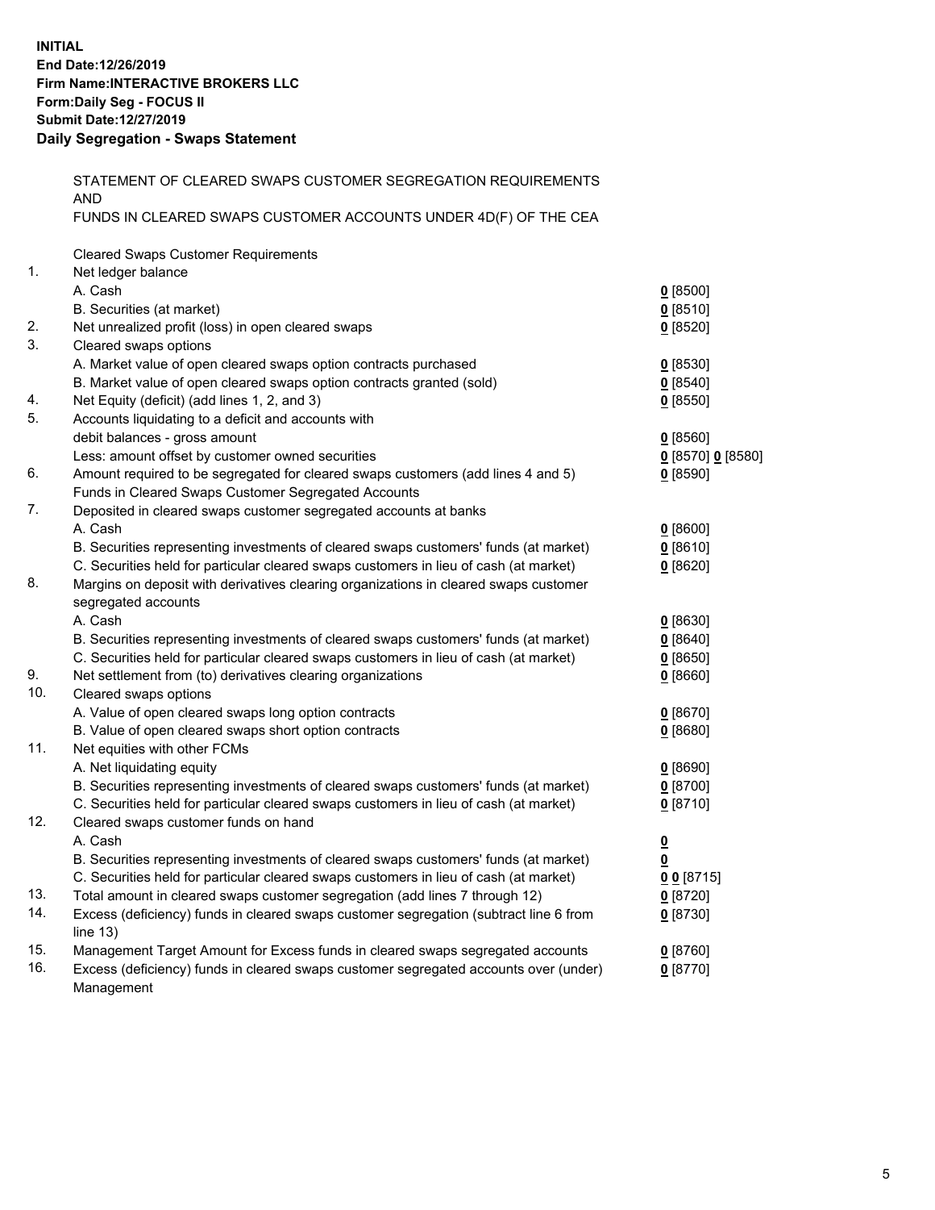**INITIAL**
**End Date:12/26/2019**
**Firm Name:INTERACTIVE BROKERS LLC**
**Form:Daily Seg - FOCUS II**
**Submit Date:12/27/2019**
**Daily Segregation - Swaps Statement**

STATEMENT OF CLEARED SWAPS CUSTOMER SEGREGATION REQUIREMENTS AND FUNDS IN CLEARED SWAPS CUSTOMER ACCOUNTS UNDER 4D(F) OF THE CEA

| | | |
|---|---|---|
| | Cleared Swaps Customer Requirements | |
| 1. | Net ledger balance | |
| | A. Cash | 0 [8500] |
| | B. Securities (at market) | 0 [8510] |
| 2. | Net unrealized profit (loss) in open cleared swaps | 0 [8520] |
| 3. | Cleared swaps options | |
| | A. Market value of open cleared swaps option contracts purchased | 0 [8530] |
| | B. Market value of open cleared swaps option contracts granted (sold) | 0 [8540] |
| 4. | Net Equity (deficit) (add lines 1, 2, and 3) | 0 [8550] |
| 5. | Accounts liquidating to a deficit and accounts with | |
| | debit balances - gross amount | 0 [8560] |
| | Less: amount offset by customer owned securities | 0 [8570] 0 [8580] |
| 6. | Amount required to be segregated for cleared swaps customers (add lines 4 and 5) | 0 [8590] |
| | Funds in Cleared Swaps Customer Segregated Accounts | |
| 7. | Deposited in cleared swaps customer segregated accounts at banks | |
| | A. Cash | 0 [8600] |
| | B. Securities representing investments of cleared swaps customers' funds (at market) | 0 [8610] |
| | C. Securities held for particular cleared swaps customers in lieu of cash (at market) | 0 [8620] |
| 8. | Margins on deposit with derivatives clearing organizations in cleared swaps customer segregated accounts | |
| | A. Cash | 0 [8630] |
| | B. Securities representing investments of cleared swaps customers' funds (at market) | 0 [8640] |
| | C. Securities held for particular cleared swaps customers in lieu of cash (at market) | 0 [8650] |
| 9. | Net settlement from (to) derivatives clearing organizations | 0 [8660] |
| 10. | Cleared swaps options | |
| | A. Value of open cleared swaps long option contracts | 0 [8670] |
| | B. Value of open cleared swaps short option contracts | 0 [8680] |
| 11. | Net equities with other FCMs | |
| | A. Net liquidating equity | 0 [8690] |
| | B. Securities representing investments of cleared swaps customers' funds (at market) | 0 [8700] |
| | C. Securities held for particular cleared swaps customers in lieu of cash (at market) | 0 [8710] |
| 12. | Cleared swaps customer funds on hand | |
| | A. Cash | 0 |
| | B. Securities representing investments of cleared swaps customers' funds (at market) | 0 |
| | C. Securities held for particular cleared swaps customers in lieu of cash (at market) | 0 0 [8715] |
| 13. | Total amount in cleared swaps customer segregation (add lines 7 through 12) | 0 [8720] |
| 14. | Excess (deficiency) funds in cleared swaps customer segregation (subtract line 6 from line 13) | 0 [8730] |
| 15. | Management Target Amount for Excess funds in cleared swaps segregated accounts | 0 [8760] |
| 16. | Excess (deficiency) funds in cleared swaps customer segregated accounts over (under) Management | 0 [8770] |